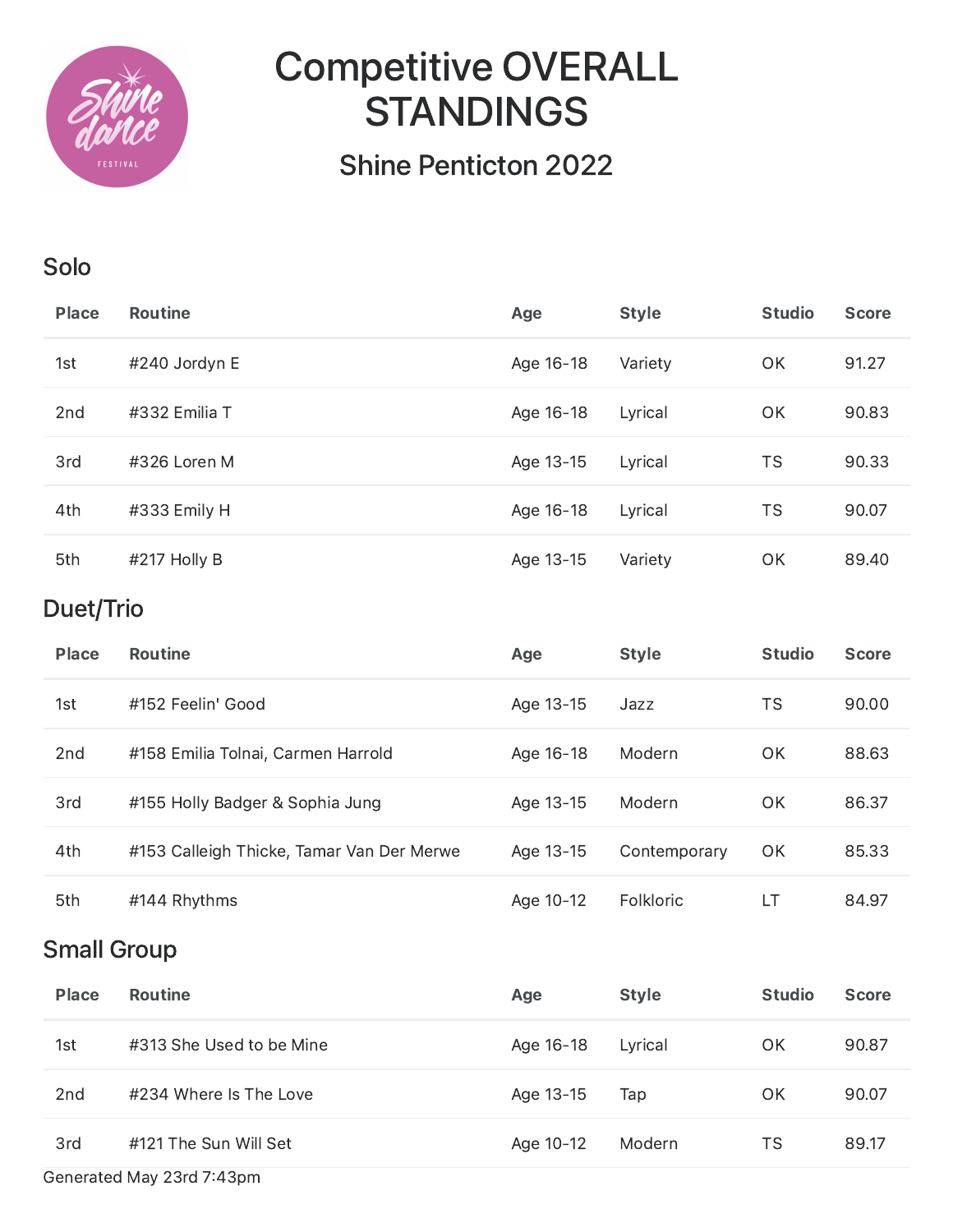# Competitive OVERALL STANDINGS

## Shine Penticton 2022

### Solo

| Place | Routine | Age | Style | Studio | Score |
|---|---|---|---|---|---|
| 1st | #240 Jordyn E | Age 16-18 | Variety | OK | 91.27 |
| 2nd | #332 Emilia T | Age 16-18 | Lyrical | OK | 90.83 |
| 3rd | #326 Loren M | Age 13-15 | Lyrical | TS | 90.33 |
| 4th | #333 Emily H | Age 16-18 | Lyrical | TS | 90.07 |
| 5th | #217 Holly B | Age 13-15 | Variety | OK | 89.40 |

### Duet/Trio

| Place | Routine | Age | Style | Studio | Score |
|---|---|---|---|---|---|
| 1st | #152 Feelin' Good | Age 13-15 | Jazz | TS | 90.00 |
| 2nd | #158 Emilia Tolnai, Carmen Harrold | Age 16-18 | Modern | OK | 88.63 |
| 3rd | #155 Holly Badger & Sophia Jung | Age 13-15 | Modern | OK | 86.37 |
| 4th | #153 Calleigh Thicke, Tamar Van Der Merwe | Age 13-15 | Contemporary | OK | 85.33 |
| 5th | #144 Rhythms | Age 10-12 | Folkloric | LT | 84.97 |

### Small Group

| Place | Routine | Age | Style | Studio | Score |
|---|---|---|---|---|---|
| 1st | #313 She Used to be Mine | Age 16-18 | Lyrical | OK | 90.87 |
| 2nd | #234 Where Is The Love | Age 13-15 | Tap | OK | 90.07 |
| 3rd | #121 The Sun Will Set | Age 10-12 | Modern | TS | 89.17 |

Generated May 23rd 7:43pm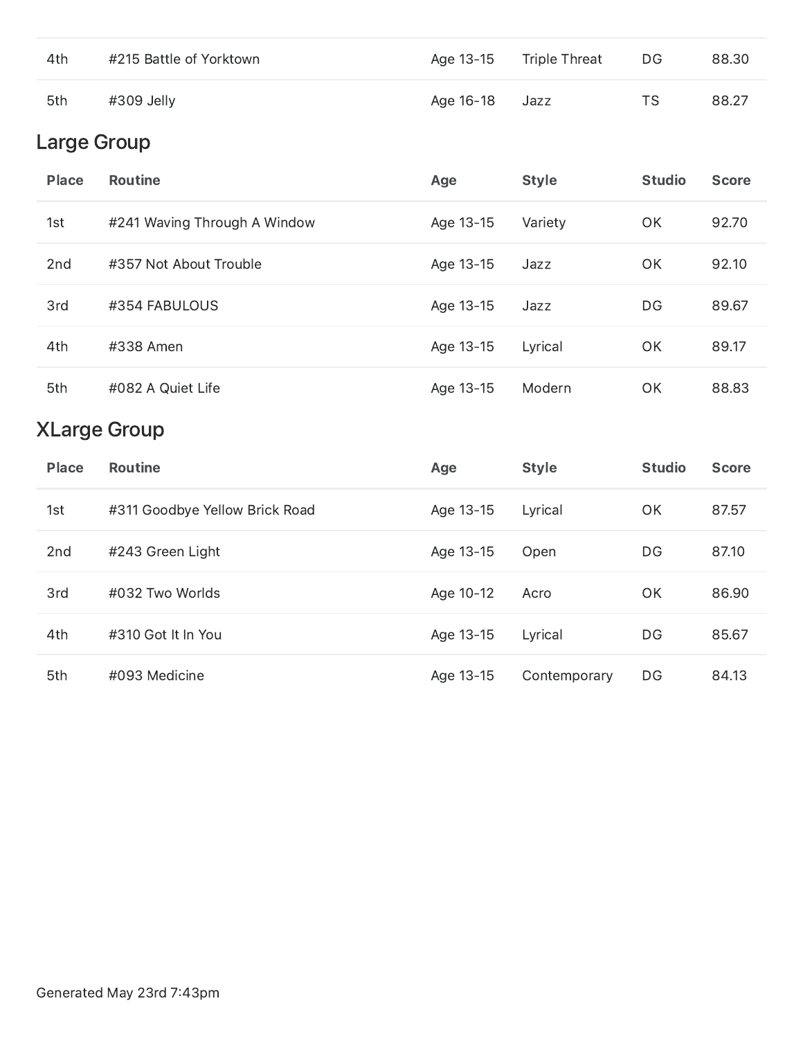| | | | | | |
|---|---|---|---|---|---|
| 4th | #215 Battle of Yorktown | Age 13-15 | Triple Threat | DG | 88.30 |
| 5th | #309 Jelly | Age 16-18 | Jazz | TS | 88.27 |

## Large Group

| Place | Routine | Age | Style | Studio | Score |
|---|---|---|---|---|---|
| 1st | #241 Waving Through A Window | Age 13-15 | Variety | OK | 92.70 |
| 2nd | #357 Not About Trouble | Age 13-15 | Jazz | OK | 92.10 |
| 3rd | #354 FABULOUS | Age 13-15 | Jazz | DG | 89.67 |
| 4th | #338 Amen | Age 13-15 | Lyrical | OK | 89.17 |
| 5th | #082 A Quiet Life | Age 13-15 | Modern | OK | 88.83 |

## XLarge Group

| Place | Routine | Age | Style | Studio | Score |
|---|---|---|---|---|---|
| 1st | #311 Goodbye Yellow Brick Road | Age 13-15 | Lyrical | OK | 87.57 |
| 2nd | #243 Green Light | Age 13-15 | Open | DG | 87.10 |
| 3rd | #032 Two Worlds | Age 10-12 | Acro | OK | 86.90 |
| 4th | #310 Got It In You | Age 13-15 | Lyrical | DG | 85.67 |
| 5th | #093 Medicine | Age 13-15 | Contemporary | DG | 84.13 |

Generated May 23rd 7:43pm